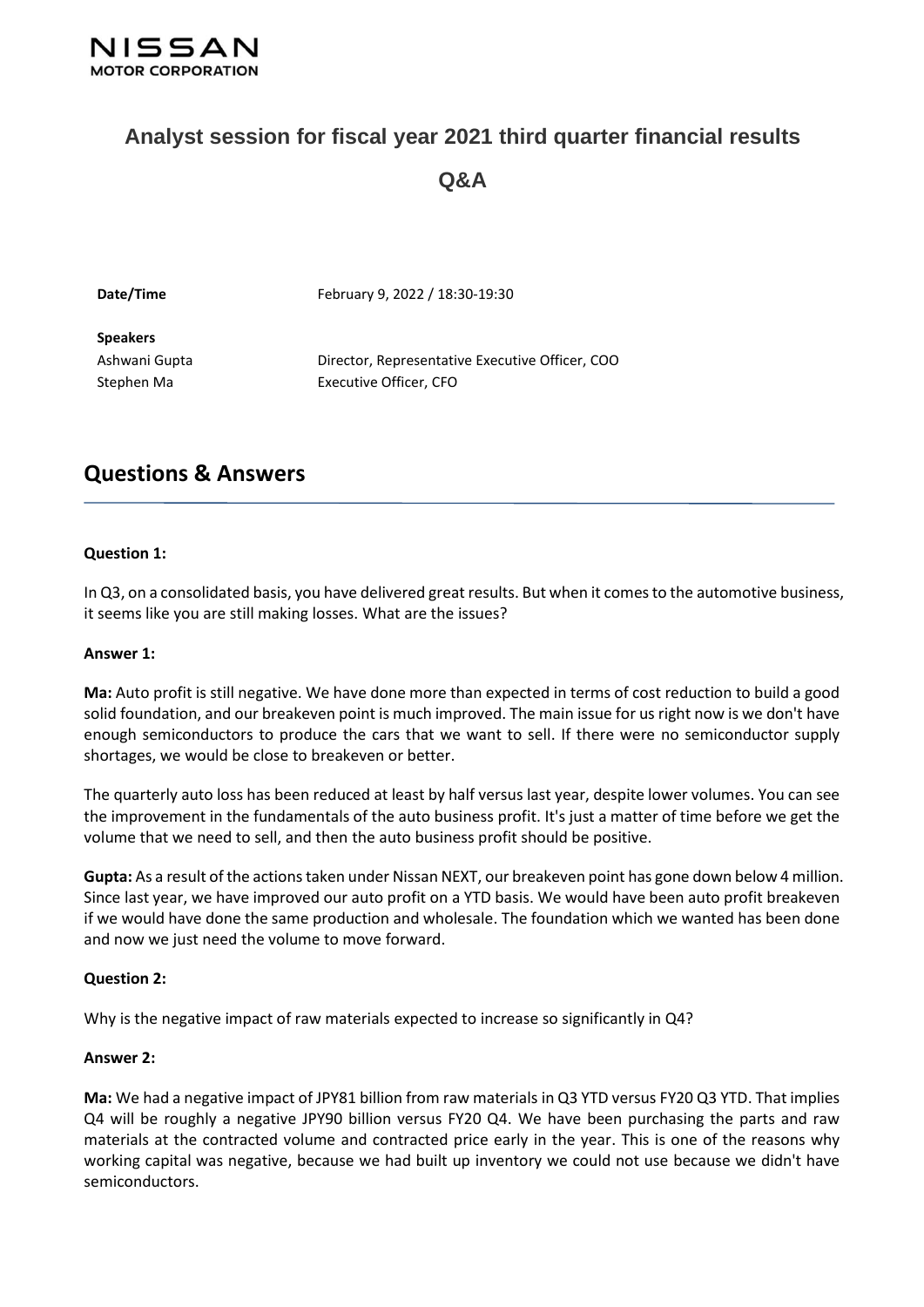NISSAN
MOTOR CORPORATION

# Analyst session for fiscal year 2021 third quarter financial results

## Q&A

**Date/Time** February 9, 2022 / 18:30-19:30

**Speakers**

Ashwani Gupta Director, Representative Executive Officer, COO

Stephen Ma Executive Officer, CFO

## Questions & Answers

**Question 1:**

In Q3, on a consolidated basis, you have delivered great results. But when it comes to the automotive business, it seems like you are still making losses. What are the issues?

**Answer 1:**

**Ma:** Auto profit is still negative. We have done more than expected in terms of cost reduction to build a good solid foundation, and our breakeven point is much improved. The main issue for us right now is we don't have enough semiconductors to produce the cars that we want to sell. If there were no semiconductor supply shortages, we would be close to breakeven or better.

The quarterly auto loss has been reduced at least by half versus last year, despite lower volumes. You can see the improvement in the fundamentals of the auto business profit. It's just a matter of time before we get the volume that we need to sell, and then the auto business profit should be positive.

**Gupta:** As a result of the actions taken under Nissan NEXT, our breakeven point has gone down below 4 million. Since last year, we have improved our auto profit on a YTD basis. We would have been auto profit breakeven if we would have done the same production and wholesale. The foundation which we wanted has been done and now we just need the volume to move forward.

**Question 2:**

Why is the negative impact of raw materials expected to increase so significantly in Q4?

**Answer 2:**

**Ma:** We had a negative impact of JPY81 billion from raw materials in Q3 YTD versus FY20 Q3 YTD. That implies Q4 will be roughly a negative JPY90 billion versus FY20 Q4. We have been purchasing the parts and raw materials at the contracted volume and contracted price early in the year. This is one of the reasons why working capital was negative, because we had built up inventory we could not use because we didn't have semiconductors.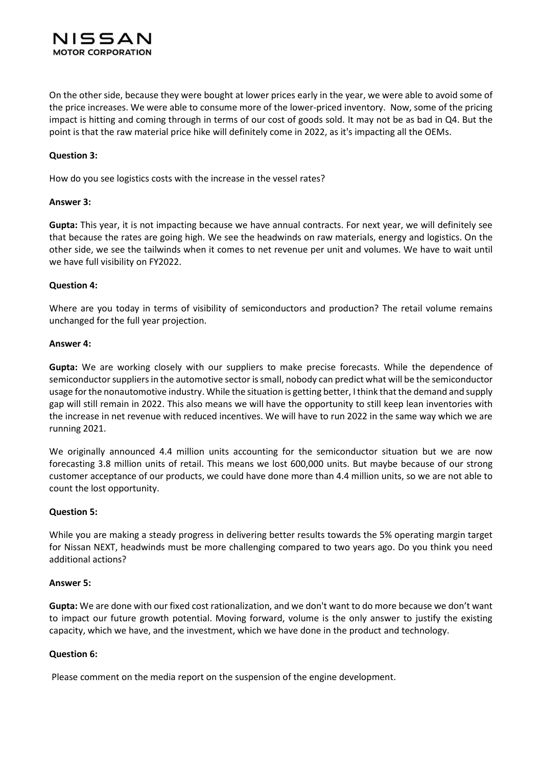On the other side, because they were bought at lower prices early in the year, we were able to avoid some of the price increases. We were able to consume more of the lower-priced inventory. Now, some of the pricing impact is hitting and coming through in terms of our cost of goods sold. It may not be as bad in Q4. But the point is that the raw material price hike will definitely come in 2022, as it's impacting all the OEMs.

**Question 3:**

How do you see logistics costs with the increase in the vessel rates?

**Answer 3:**

**Gupta:** This year, it is not impacting because we have annual contracts. For next year, we will definitely see that because the rates are going high. We see the headwinds on raw materials, energy and logistics. On the other side, we see the tailwinds when it comes to net revenue per unit and volumes. We have to wait until we have full visibility on FY2022.

**Question 4:**

Where are you today in terms of visibility of semiconductors and production? The retail volume remains unchanged for the full year projection.

**Answer 4:**

**Gupta:** We are working closely with our suppliers to make precise forecasts. While the dependence of semiconductor suppliers in the automotive sector is small, nobody can predict what will be the semiconductor usage for the nonautomotive industry. While the situation is getting better, I think that the demand and supply gap will still remain in 2022. This also means we will have the opportunity to still keep lean inventories with the increase in net revenue with reduced incentives. We will have to run 2022 in the same way which we are running 2021.

We originally announced 4.4 million units accounting for the semiconductor situation but we are now forecasting 3.8 million units of retail. This means we lost 600,000 units. But maybe because of our strong customer acceptance of our products, we could have done more than 4.4 million units, so we are not able to count the lost opportunity.

**Question 5:**

While you are making a steady progress in delivering better results towards the 5% operating margin target for Nissan NEXT, headwinds must be more challenging compared to two years ago. Do you think you need additional actions?

**Answer 5:**

**Gupta:** We are done with our fixed cost rationalization, and we don't want to do more because we don't want to impact our future growth potential. Moving forward, volume is the only answer to justify the existing capacity, which we have, and the investment, which we have done in the product and technology.

**Question 6:**

Please comment on the media report on the suspension of the engine development.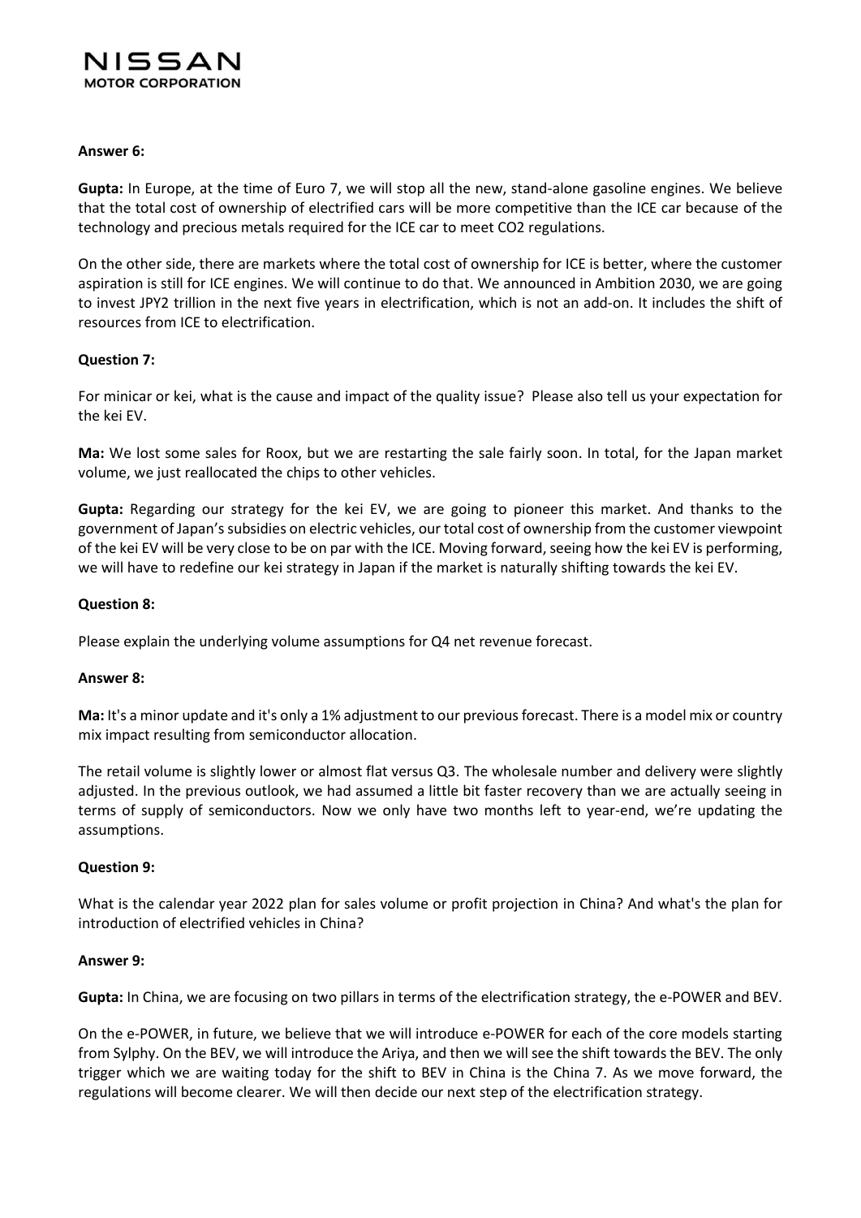**Answer 6:**

**Gupta:** In Europe, at the time of Euro 7, we will stop all the new, stand-alone gasoline engines. We believe that the total cost of ownership of electrified cars will be more competitive than the ICE car because of the technology and precious metals required for the ICE car to meet CO2 regulations.

On the other side, there are markets where the total cost of ownership for ICE is better, where the customer aspiration is still for ICE engines. We will continue to do that. We announced in Ambition 2030, we are going to invest JPY2 trillion in the next five years in electrification, which is not an add-on. It includes the shift of resources from ICE to electrification.

**Question 7:**

For minicar or kei, what is the cause and impact of the quality issue? Please also tell us your expectation for the kei EV.

**Ma:** We lost some sales for Roox, but we are restarting the sale fairly soon. In total, for the Japan market volume, we just reallocated the chips to other vehicles.

**Gupta:** Regarding our strategy for the kei EV, we are going to pioneer this market. And thanks to the government of Japan's subsidies on electric vehicles, our total cost of ownership from the customer viewpoint of the kei EV will be very close to be on par with the ICE. Moving forward, seeing how the kei EV is performing, we will have to redefine our kei strategy in Japan if the market is naturally shifting towards the kei EV.

**Question 8:**

Please explain the underlying volume assumptions for Q4 net revenue forecast.

**Answer 8:**

**Ma:** It's a minor update and it's only a 1% adjustment to our previous forecast. There is a model mix or country mix impact resulting from semiconductor allocation.

The retail volume is slightly lower or almost flat versus Q3. The wholesale number and delivery were slightly adjusted. In the previous outlook, we had assumed a little bit faster recovery than we are actually seeing in terms of supply of semiconductors. Now we only have two months left to year-end, we're updating the assumptions.

**Question 9:**

What is the calendar year 2022 plan for sales volume or profit projection in China? And what's the plan for introduction of electrified vehicles in China?

**Answer 9:**

**Gupta:** In China, we are focusing on two pillars in terms of the electrification strategy, the e-POWER and BEV.

On the e-POWER, in future, we believe that we will introduce e-POWER for each of the core models starting from Sylphy. On the BEV, we will introduce the Ariya, and then we will see the shift towards the BEV. The only trigger which we are waiting today for the shift to BEV in China is the China 7. As we move forward, the regulations will become clearer. We will then decide our next step of the electrification strategy.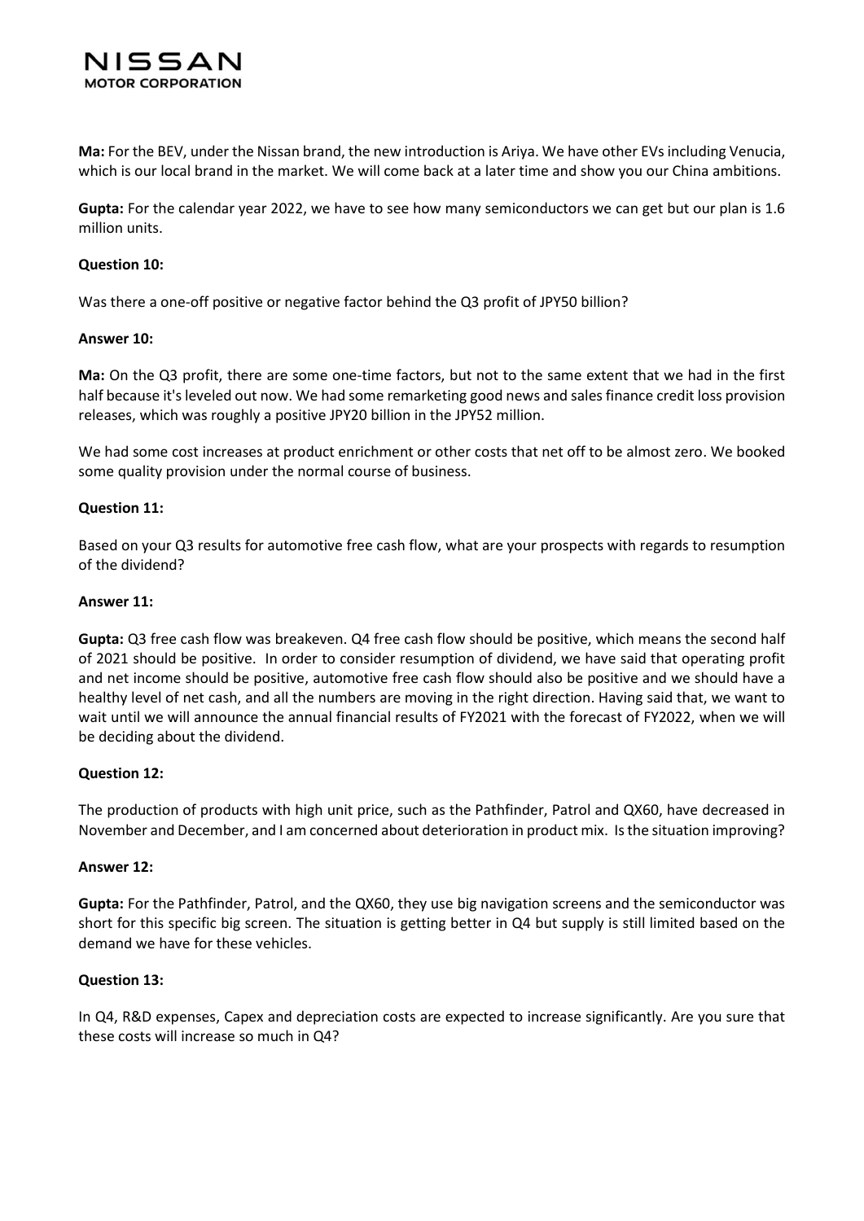**Ma:** For the BEV, under the Nissan brand, the new introduction is Ariya. We have other EVs including Venucia, which is our local brand in the market. We will come back at a later time and show you our China ambitions.

**Gupta:** For the calendar year 2022, we have to see how many semiconductors we can get but our plan is 1.6 million units.

**Question 10:**

Was there a one-off positive or negative factor behind the Q3 profit of JPY50 billion?

**Answer 10:**

**Ma:** On the Q3 profit, there are some one-time factors, but not to the same extent that we had in the first half because it's leveled out now. We had some remarketing good news and sales finance credit loss provision releases, which was roughly a positive JPY20 billion in the JPY52 million.

We had some cost increases at product enrichment or other costs that net off to be almost zero. We booked some quality provision under the normal course of business.

**Question 11:**

Based on your Q3 results for automotive free cash flow, what are your prospects with regards to resumption of the dividend?

**Answer 11:**

**Gupta:** Q3 free cash flow was breakeven. Q4 free cash flow should be positive, which means the second half of 2021 should be positive. In order to consider resumption of dividend, we have said that operating profit and net income should be positive, automotive free cash flow should also be positive and we should have a healthy level of net cash, and all the numbers are moving in the right direction. Having said that, we want to wait until we will announce the annual financial results of FY2021 with the forecast of FY2022, when we will be deciding about the dividend.

**Question 12:**

The production of products with high unit price, such as the Pathfinder, Patrol and QX60, have decreased in November and December, and I am concerned about deterioration in product mix. Is the situation improving?

**Answer 12:**

**Gupta:** For the Pathfinder, Patrol, and the QX60, they use big navigation screens and the semiconductor was short for this specific big screen. The situation is getting better in Q4 but supply is still limited based on the demand we have for these vehicles.

**Question 13:**

In Q4, R&D expenses, Capex and depreciation costs are expected to increase significantly. Are you sure that these costs will increase so much in Q4?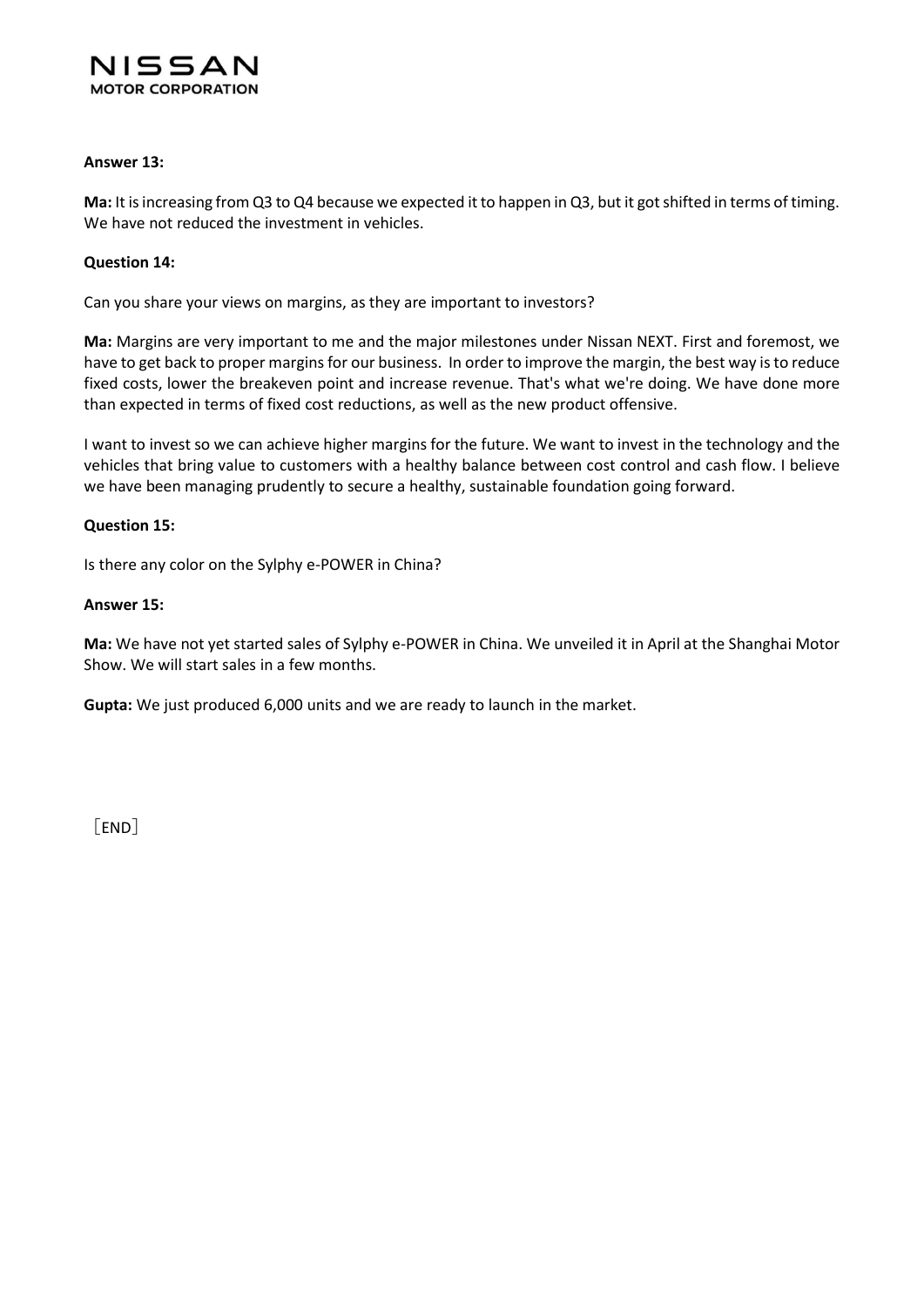**Answer 13:**

**Ma:** It is increasing from Q3 to Q4 because we expected it to happen in Q3, but it got shifted in terms of timing. We have not reduced the investment in vehicles.

**Question 14:**

Can you share your views on margins, as they are important to investors?

**Ma:** Margins are very important to me and the major milestones under Nissan NEXT. First and foremost, we have to get back to proper margins for our business. In order to improve the margin, the best way is to reduce fixed costs, lower the breakeven point and increase revenue. That's what we're doing. We have done more than expected in terms of fixed cost reductions, as well as the new product offensive.

I want to invest so we can achieve higher margins for the future. We want to invest in the technology and the vehicles that bring value to customers with a healthy balance between cost control and cash flow. I believe we have been managing prudently to secure a healthy, sustainable foundation going forward.

**Question 15:**

Is there any color on the Sylphy e-POWER in China?

**Answer 15:**

**Ma:** We have not yet started sales of Sylphy e-POWER in China. We unveiled it in April at the Shanghai Motor Show. We will start sales in a few months.

**Gupta:** We just produced 6,000 units and we are ready to launch in the market.

［END］